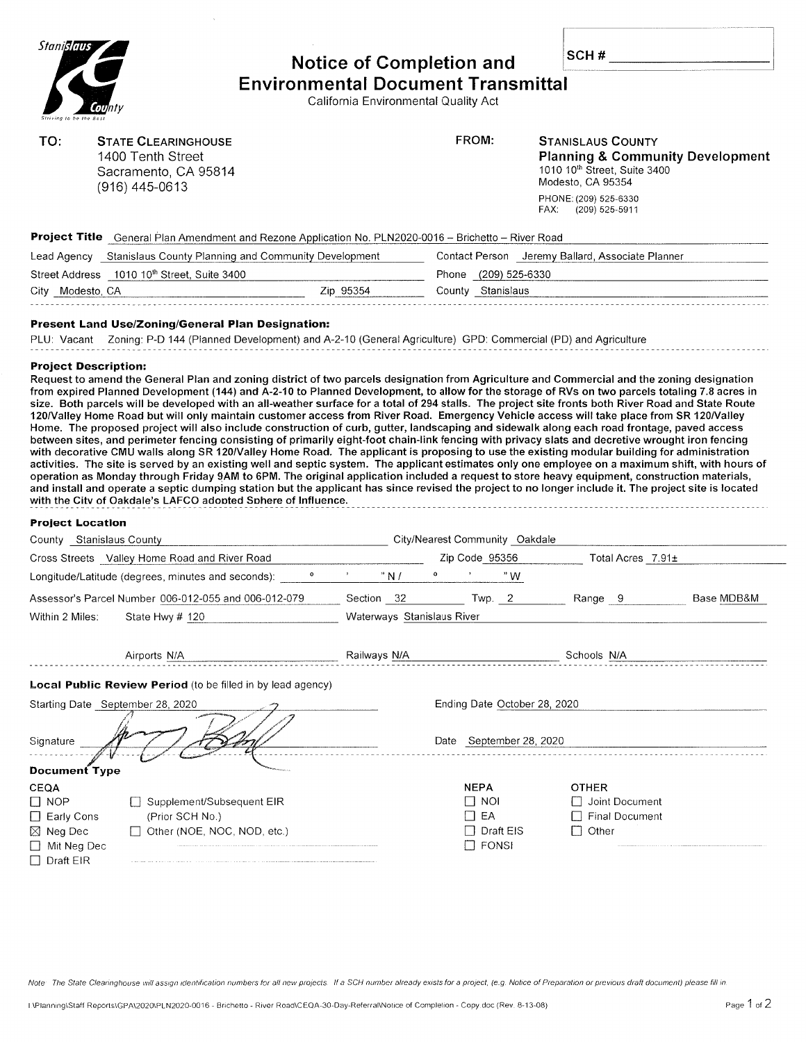# Notice of Completion and Environmental Document Transmittal

California Environmental Quality Act

SCH # ____________

**TO:** STATE CLEARINGHOUSE
1400 Tenth Street
Sacramento, CA 95814
(916) 445-0613

**FROM:** STANISLAUS COUNTY
**Planning & Community Development**
1010 10th Street, Suite 3400
Modesto, CA 95354
PHONE: (209) 525-6330
FAX: (209) 525-5911

**Project Title** General Plan Amendment and Rezone Application No. PLN2020-0016 – Brichetto – River Road

Lead Agency: Stanislaus County Planning and Community Development
Contact Person: Jeremy Ballard, Associate Planner
Street Address: 1010 10th Street, Suite 3400
Phone: (209) 525-6330
City: Modesto, CA
Zip: 95354
County: Stanislaus

**Present Land Use/Zoning/General Plan Designation:**

PLU: Vacant Zoning: P-D 144 (Planned Development) and A-2-10 (General Agriculture) GPD: Commercial (PD) and Agriculture

**Project Description:**

Request to amend the General Plan and zoning district of two parcels designation from Agriculture and Commercial and the zoning designation from expired Planned Development (144) and A-2-10 to Planned Development, to allow for the storage of RVs on two parcels totaling 7.8 acres in size. Both parcels will be developed with an all-weather surface for a total of 294 stalls. The project site fronts both River Road and State Route 120/Valley Home Road but will only maintain customer access from River Road. Emergency Vehicle access will take place from SR 120/Valley Home. The proposed project will also include construction of curb, gutter, landscaping and sidewalk along each road frontage, paved access between sites, and perimeter fencing consisting of primarily eight-foot chain-link fencing with privacy slats and decretive wrought iron fencing with decorative CMU walls along SR 120/Valley Home Road. The applicant is proposing to use the existing modular building for administration activities. The site is served by an existing well and septic system. The applicant estimates only one employee on a maximum shift, with hours of operation as Monday through Friday 9AM to 6PM. The original application included a request to store heavy equipment, construction materials, and install and operate a septic dumping station but the applicant has since revised the project to no longer include it. The project site is located with the City of Oakdale's LAFCO adopted Sphere of Influence.

**Project Location**

County: Stanislaus County
City/Nearest Community: Oakdale
Cross Streets: Valley Home Road and River Road
Zip Code: 95356
Total Acres: 7.91±
Longitude/Latitude (degrees, minutes and seconds): ° ' " N / ° ' " W
Assessor's Parcel Number: 006-012-055 and 006-012-079
Section: 32
Twp.: 2
Range: 9
Base: MDB&M
Within 2 Miles: State Hwy # 120
Waterways: Stanislaus River
Airports: N/A
Railways: N/A
Schools: N/A

**Local Public Review Period** (to be filled in by lead agency)

Starting Date: September 28, 2020
Ending Date: October 28, 2020
Signature: [signature]
Date: September 28, 2020

**Document Type**

CEQA
- ☐ NOP
- ☐ Early Cons
- ☒ Neg Dec
- ☐ Mit Neg Dec
- ☐ Draft EIR
- ☐ Supplement/Subsequent EIR (Prior SCH No.)
- ☐ Other (NOE, NOC, NOD, etc.)

NEPA
- ☐ NOI
- ☐ EA
- ☐ Draft EIS
- ☐ FONSI

OTHER
- ☐ Joint Document
- ☐ Final Document
- ☐ Other

*Note: The State Clearinghouse will assign identification numbers for all new projects. If a SCH number already exists for a project, (e.g. Notice of Preparation or previous draft document) please fill in.*

I:\Planning\Staff Reports\GPA\2020\PLN2020-0016 - Brichetto - River Road\CEQA-30-Day-Referral\Notice of Completion - Copy.doc (Rev. 8-13-08)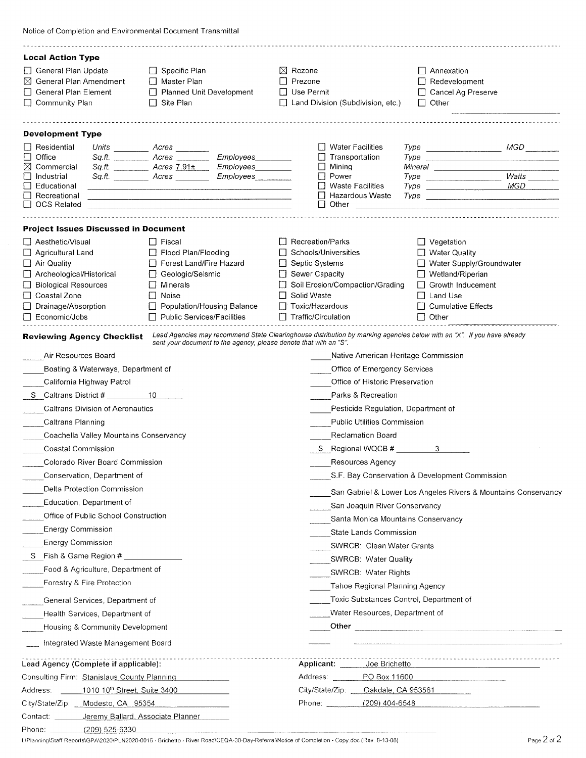Notice of Completion and Environmental Document Transmittal

## Local Action Type

- ☐ General Plan Update
- ☒ General Plan Amendment
- ☐ General Plan Element
- ☐ Community Plan
- ☐ Specific Plan
- ☐ Master Plan
- ☐ Planned Unit Development
- ☐ Site Plan
- ☒ Rezone
- ☐ Prezone
- ☐ Use Permit
- ☐ Land Division (Subdivision, etc.)
- ☐ Annexation
- ☐ Redevelopment
- ☐ Cancel Ag Preserve
- ☐ Other

## Development Type

- ☐ Residential *Units* ________ *Acres* ________
- ☐ Office *Sq.ft.* ________ *Acres* ________ *Employees* ________
- ☒ Commercial *Sq.ft.* ________ *Acres* 7.91± *Employees* ________
- ☐ Industrial *Sq.ft.* ________ *Acres* ________ *Employees* ________
- ☐ Educational
- ☐ Recreational
- ☐ OCS Related
- ☐ Water Facilities *Type* ________ *MGD* ________
- ☐ Transportation *Type* ________
- ☐ Mining *Mineral* ________
- ☐ Power *Type* ________ *Watts* ________
- ☐ Waste Facilities *Type* ________ *MGD* ________
- ☐ Hazardous Waste *Type* ________
- ☐ Other ________

## Project Issues Discussed in Document

- ☐ Aesthetic/Visual
- ☐ Agricultural Land
- ☐ Air Quality
- ☐ Archeological/Historical
- ☐ Biological Resources
- ☐ Coastal Zone
- ☐ Drainage/Absorption
- ☐ Economic/Jobs
- ☐ Fiscal
- ☐ Flood Plan/Flooding
- ☐ Forest Land/Fire Hazard
- ☐ Geologic/Seismic
- ☐ Minerals
- ☐ Noise
- ☐ Population/Housing Balance
- ☐ Public Services/Facilities
- ☐ Recreation/Parks
- ☐ Schools/Universities
- ☐ Septic Systems
- ☐ Sewer Capacity
- ☐ Soil Erosion/Compaction/Grading
- ☐ Solid Waste
- ☐ Toxic/Hazardous
- ☐ Traffic/Circulation
- ☐ Vegetation
- ☐ Water Quality
- ☐ Water Supply/Groundwater
- ☐ Wetland/Riperian
- ☐ Growth Inducement
- ☐ Land Use
- ☐ Cumulative Effects
- ☐ Other

## Reviewing Agency Checklist

*Lead Agencies may recommend State Clearinghouse distribution by marking agencies below with an "X". If you have already sent your document to the agency, please denote that with an "S".*

_____ Air Resources Board
_____ Boating & Waterways, Department of
_____ California Highway Patrol
__S__ Caltrans District # 10
_____ Caltrans Division of Aeronautics
_____ Caltrans Planning
_____ Coachella Valley Mountains Conservancy
_____ Coastal Commission
_____ Colorado River Board Commission
_____ Conservation, Department of
_____ Delta Protection Commission
_____ Education, Department of
_____ Office of Public School Construction
_____ Energy Commission
_____ Energy Commission
__S__ Fish & Game Region # ________
_____ Food & Agriculture, Department of
_____ Forestry & Fire Protection
_____ General Services, Department of
_____ Health Services, Department of
_____ Housing & Community Development
_____ Integrated Waste Management Board
_____ Native American Heritage Commission
_____ Office of Emergency Services
_____ Office of Historic Preservation
_____ Parks & Recreation
_____ Pesticide Regulation, Department of
_____ Public Utilities Commission
_____ Reclamation Board
__S__ Regional WQCB # 3
_____ Resources Agency
_____ S.F. Bay Conservation & Development Commission
_____ San Gabriel & Lower Los Angeles Rivers & Mountains Conservancy
_____ San Joaquin River Conservancy
_____ Santa Monica Mountains Conservancy
_____ State Lands Commission
_____ SWRCB: Clean Water Grants
_____ SWRCB: Water Quality
_____ SWRCB: Water Rights
_____ Tahoe Regional Planning Agency
_____ Toxic Substances Control, Department of
_____ Water Resources, Department of
_____ **Other** ________

## Lead Agency (Complete if applicable):

Consulting Firm: Stanislaus County Planning
Address: 1010 10th Street, Suite 3400
City/State/Zip: Modesto, CA 95354
Contact: Jeremy Ballard, Associate Planner
Phone: (209) 525-6330

**Applicant:** Joe Brichetto
Address: PO Box 11600
City/State/Zip: Oakdale, CA 953561
Phone: (209) 404-6548

I:\Planning\Staff Reports\GPA\2020\PLN2020-0016 - Brichetto - River Road\CEQA-30-Day-Referral\Notice of Completion - Copy.doc (Rev. 8-13-08)